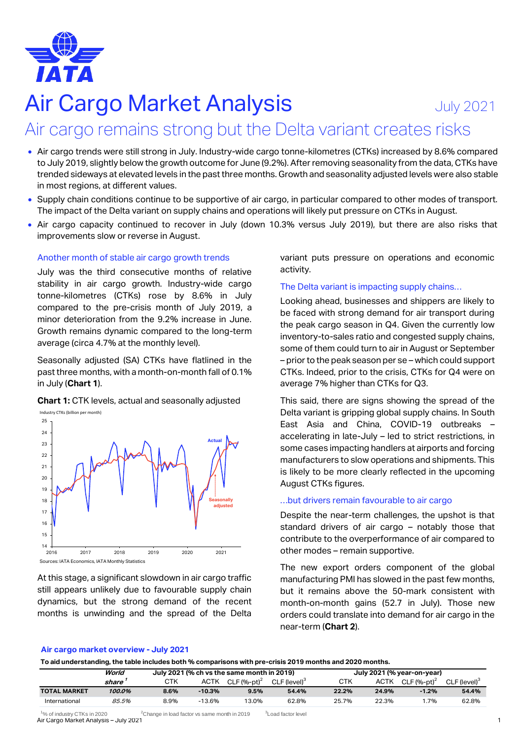# Air Cargo Market Analysis

July 2021

## Air cargo remains strong but the Delta variant creates risks

- Air cargo trends were still strong in July. Industry-wide cargo tonne-kilometres (CTKs) increased by 8.6% compared to July 2019, slightly below the growth outcome for June (9.2%). After removing seasonality from the data, CTKs have trended sideways at elevated levels in the past three months. Growth and seasonality adjusted levels were also stable in most regions, at different values.
- Supply chain conditions continue to be supportive of air cargo, in particular compared to other modes of transport. The impact of the Delta variant on supply chains and operations will likely put pressure on CTKs in August.
- Air cargo capacity continued to recover in July (down 10.3% versus July 2019), but there are also risks that improvements slow or reverse in August.

### Another month of stable air cargo growth trends

July was the third consecutive months of relative stability in air cargo growth. Industry-wide cargo tonne-kilometres (CTKs) rose by 8.6% in July compared to the pre-crisis month of July 2019, a minor deterioration from the 9.2% increase in June. Growth remains dynamic compared to the long-term average (circa 4.7% at the monthly level).

Seasonally adjusted (SA) CTKs have flatlined in the past three months, with a month-on-month fall of 0.1% in July (**Chart 1**).

**Chart 1:** CTK levels, actual and seasonally adjusted

Sources: IATA Economics, IATA Monthly Statistics

At this stage, a significant slowdown in air cargo traffic still appears unlikely due to favourable supply chain dynamics, but the strong demand of the recent months is unwinding and the spread of the Delta variant puts pressure on operations and economic activity.

### The Delta variant is impacting supply chains…

Looking ahead, businesses and shippers are likely to be faced with strong demand for air transport during the peak cargo season in Q4. Given the currently low inventory-to-sales ratio and congested supply chains, some of them could turn to air in August or September – prior to the peak season per se – which could support CTKs. Indeed, prior to the crisis, CTKs for Q4 were on average 7% higher than CTKs for Q3.

This said, there are signs showing the spread of the Delta variant is gripping global supply chains. In South East Asia and China, COVID-19 outbreaks – accelerating in late-July – led to strict restrictions, in some cases impacting handlers at airports and forcing manufacturers to slow operations and shipments. This is likely to be more clearly reflected in the upcoming August CTKs figures.

### …but drivers remain favourable to air cargo

Despite the near-term challenges, the upshot is that standard drivers of air cargo – notably those that contribute to the overperformance of air compared to other modes – remain supportive.

The new export orders component of the global manufacturing PMI has slowed in the past few months, but it remains above the 50-mark consistent with month-on-month gains (52.7 in July). Those new orders could translate into demand for air cargo in the near-term (**Chart 2**).

### Air cargo market overview - July 2021

**To aid understanding, the table includes both % comparisons with pre-crisis 2019 months and 2020 months.**

| | *World share*[1] | July 2021 (% ch vs the same month in 2019) | | | | July 2021 (% year-on-year) | | | |
|---|---|---|---|---|---|---|---|---|---|
| | | CTK | ACTK | CLF (%-pt)[2] | CLF (level)[3] | CTK | ACTK | CLF (%-pt)[2] | CLF (level)[3] |
| **TOTAL MARKET** | ***100.0%*** | **8.6%** | **-10.3%** | **9.5%** | **54.4%** | **22.2%** | **24.9%** | **-1.2%** | **54.4%** |
| International | *85.5%* | 8.9% | -13.6% | 13.0% | 62.8% | 25.7% | 22.3% | 1.7% | 62.8% |

[1]% of industry CTKs in 2020  [2]Change in load factor vs same month in 2019  [3]Load factor level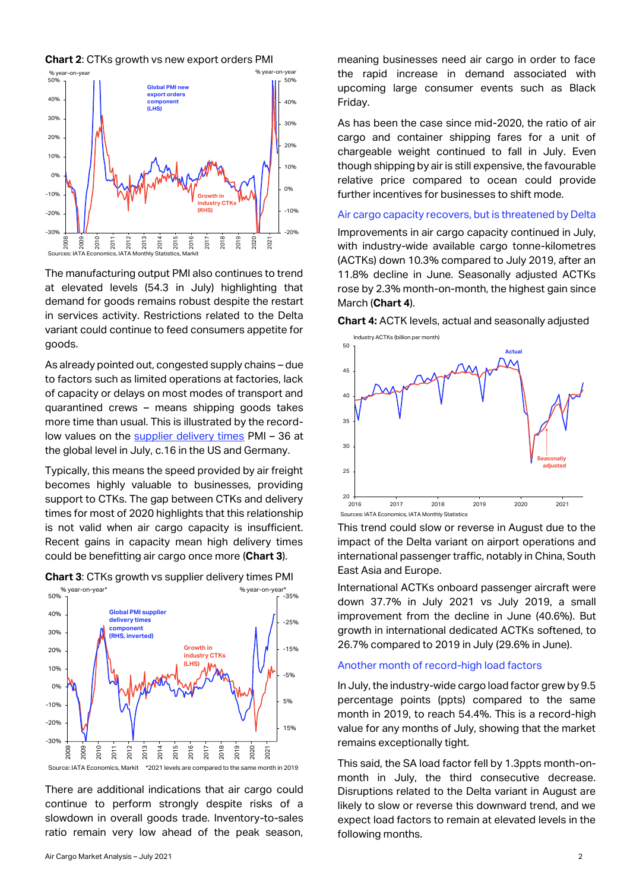**Chart 2**: CTKs growth vs new export orders PMI

Sources: IATA Economics, IATA Monthly Statistics, Markit

The manufacturing output PMI also continues to trend at elevated levels (54.3 in July) highlighting that demand for goods remains robust despite the restart in services activity. Restrictions related to the Delta variant could continue to feed consumers appetite for goods.

As already pointed out, congested supply chains – due to factors such as limited operations at factories, lack of capacity or delays on most modes of transport and quarantined crews – means shipping goods takes more time than usual. This is illustrated by the record-low values on the supplier delivery times PMI – 36 at the global level in July, c.16 in the US and Germany.

Typically, this means the speed provided by air freight becomes highly valuable to businesses, providing support to CTKs. The gap between CTKs and delivery times for most of 2020 highlights that this relationship is not valid when air cargo capacity is insufficient. Recent gains in capacity mean high delivery times could be benefitting air cargo once more (**Chart 3**).

**Chart 3**: CTKs growth vs supplier delivery times PMI

Source: IATA Economics, Markit *2021 levels are compared to the same month in 2019

There are additional indications that air cargo could continue to perform strongly despite risks of a slowdown in overall goods trade. Inventory-to-sales ratio remain very low ahead of the peak season, meaning businesses need air cargo in order to face the rapid increase in demand associated with upcoming large consumer events such as Black Friday.

As has been the case since mid-2020, the ratio of air cargo and container shipping fares for a unit of chargeable weight continued to fall in July. Even though shipping by air is still expensive, the favourable relative price compared to ocean could provide further incentives for businesses to shift mode.

## Air cargo capacity recovers, but is threatened by Delta

Improvements in air cargo capacity continued in July, with industry-wide available cargo tonne-kilometres (ACTKs) down 10.3% compared to July 2019, after an 11.8% decline in June. Seasonally adjusted ACTKs rose by 2.3% month-on-month, the highest gain since March (**Chart 4**).

**Chart 4:** ACTK levels, actual and seasonally adjusted

Sources: IATA Economics, IATA Monthly Statistics

This trend could slow or reverse in August due to the impact of the Delta variant on airport operations and international passenger traffic, notably in China, South East Asia and Europe.

International ACTKs onboard passenger aircraft were down 37.7% in July 2021 vs July 2019, a small improvement from the decline in June (40.6%). But growth in international dedicated ACTKs softened, to 26.7% compared to 2019 in July (29.6% in June).

## Another month of record-high load factors

In July, the industry-wide cargo load factor grew by 9.5 percentage points (ppts) compared to the same month in 2019, to reach 54.4%. This is a record-high value for any months of July, showing that the market remains exceptionally tight.

This said, the SA load factor fell by 1.3ppts month-on-month in July, the third consecutive decrease. Disruptions related to the Delta variant in August are likely to slow or reverse this downward trend, and we expect load factors to remain at elevated levels in the following months.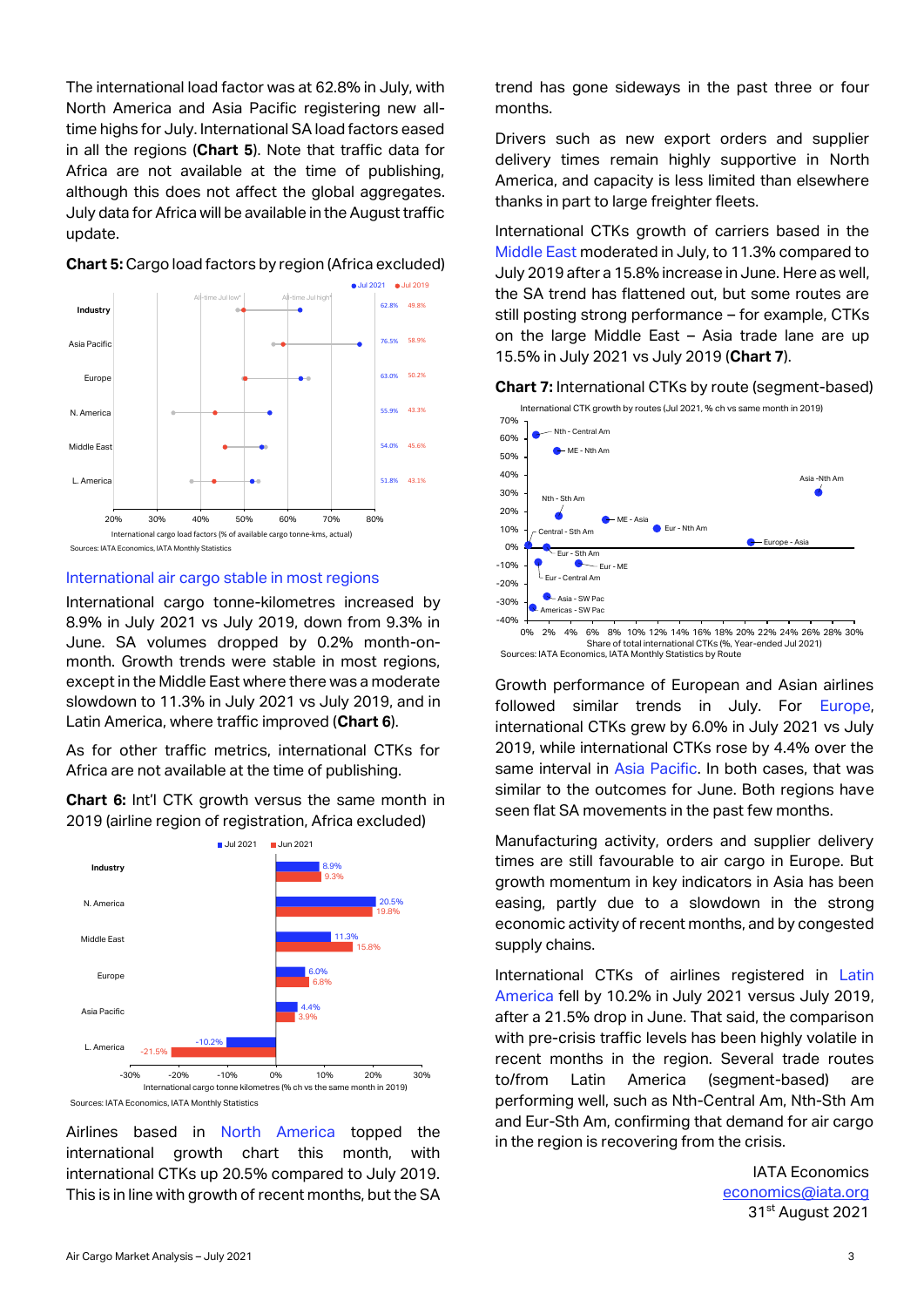The international load factor was at 62.8% in July, with North America and Asia Pacific registering new all-time highs for July. International SA load factors eased in all the regions (**Chart 5**). Note that traffic data for Africa are not available at the time of publishing, although this does not affect the global aggregates. July data for Africa will be available in the August traffic update.

**Chart 5:** Cargo load factors by region (Africa excluded)

| Region | Jul 2021 | Jul 2019 |
|---|---|---|
| Industry | 62.8% | 49.8% |
| Asia Pacific | 76.5% | 58.9% |
| Europe | 63.0% | 50.2% |
| N. America | 55.9% | 43.3% |
| Middle East | 54.0% | 45.6% |
| L. America | 51.8% | 43.1% |

International cargo load factors (% of available cargo tonne-kms, actual)

Sources: IATA Economics, IATA Monthly Statistics

## International air cargo stable in most regions

International cargo tonne-kilometres increased by 8.9% in July 2021 vs July 2019, down from 9.3% in June. SA volumes dropped by 0.2% month-on-month. Growth trends were stable in most regions, except in the Middle East where there was a moderate slowdown to 11.3% in July 2021 vs July 2019, and in Latin America, where traffic improved (**Chart 6**).

As for other traffic metrics, international CTKs for Africa are not available at the time of publishing.

**Chart 6:** Int'l CTK growth versus the same month in 2019 (airline region of registration, Africa excluded)

| Region | Jul 2021 | Jun 2021 |
|---|---|---|
| Industry | 8.9% | 9.3% |
| N. America | 20.5% | 19.8% |
| Middle East | 11.3% | 15.8% |
| Europe | 6.0% | 6.8% |
| Asia Pacific | 4.4% | 3.9% |
| L. America | -10.2% | -21.5% |

International cargo tonne kilometres (% ch vs the same month in 2019)

Sources: IATA Economics, IATA Monthly Statistics

Airlines based in North America topped the international growth chart this month, with international CTKs up 20.5% compared to July 2019. This is in line with growth of recent months, but the SA trend has gone sideways in the past three or four months.

Drivers such as new export orders and supplier delivery times remain highly supportive in North America, and capacity is less limited than elsewhere thanks in part to large freighter fleets.

International CTKs growth of carriers based in the Middle East moderated in July, to 11.3% compared to July 2019 after a 15.8% increase in June. Here as well, the SA trend has flattened out, but some routes are still posting strong performance – for example, CTKs on the large Middle East – Asia trade lane are up 15.5% in July 2021 vs July 2019 (**Chart 7**).

**Chart 7:** International CTKs by route (segment-based)

International CTK growth by routes (Jul 2021, % ch vs same month in 2019)

Routes shown: Nth - Central Am; ME - Nth Am; Asia -Nth Am; Nth - Sth Am; ME - Asia; Eur - Nth Am; Central - Sth Am; Europe - Asia; Eur - Sth Am; Eur - ME; Eur - Central Am; Asia - SW Pac; Americas - SW Pac

Share of total international CTKs (%, Year-ended Jul 2021)

Sources: IATA Economics, IATA Monthly Statistics by Route

Growth performance of European and Asian airlines followed similar trends in July. For Europe, international CTKs grew by 6.0% in July 2021 vs July 2019, while international CTKs rose by 4.4% over the same interval in Asia Pacific. In both cases, that was similar to the outcomes for June. Both regions have seen flat SA movements in the past few months.

Manufacturing activity, orders and supplier delivery times are still favourable to air cargo in Europe. But growth momentum in key indicators in Asia has been easing, partly due to a slowdown in the strong economic activity of recent months, and by congested supply chains.

International CTKs of airlines registered in Latin America fell by 10.2% in July 2021 versus July 2019, after a 21.5% drop in June. That said, the comparison with pre-crisis traffic levels has been highly volatile in recent months in the region. Several trade routes to/from Latin America (segment-based) are performing well, such as Nth-Central Am, Nth-Sth Am and Eur-Sth Am, confirming that demand for air cargo in the region is recovering from the crisis.

IATA Economics
economics@iata.org
31st August 2021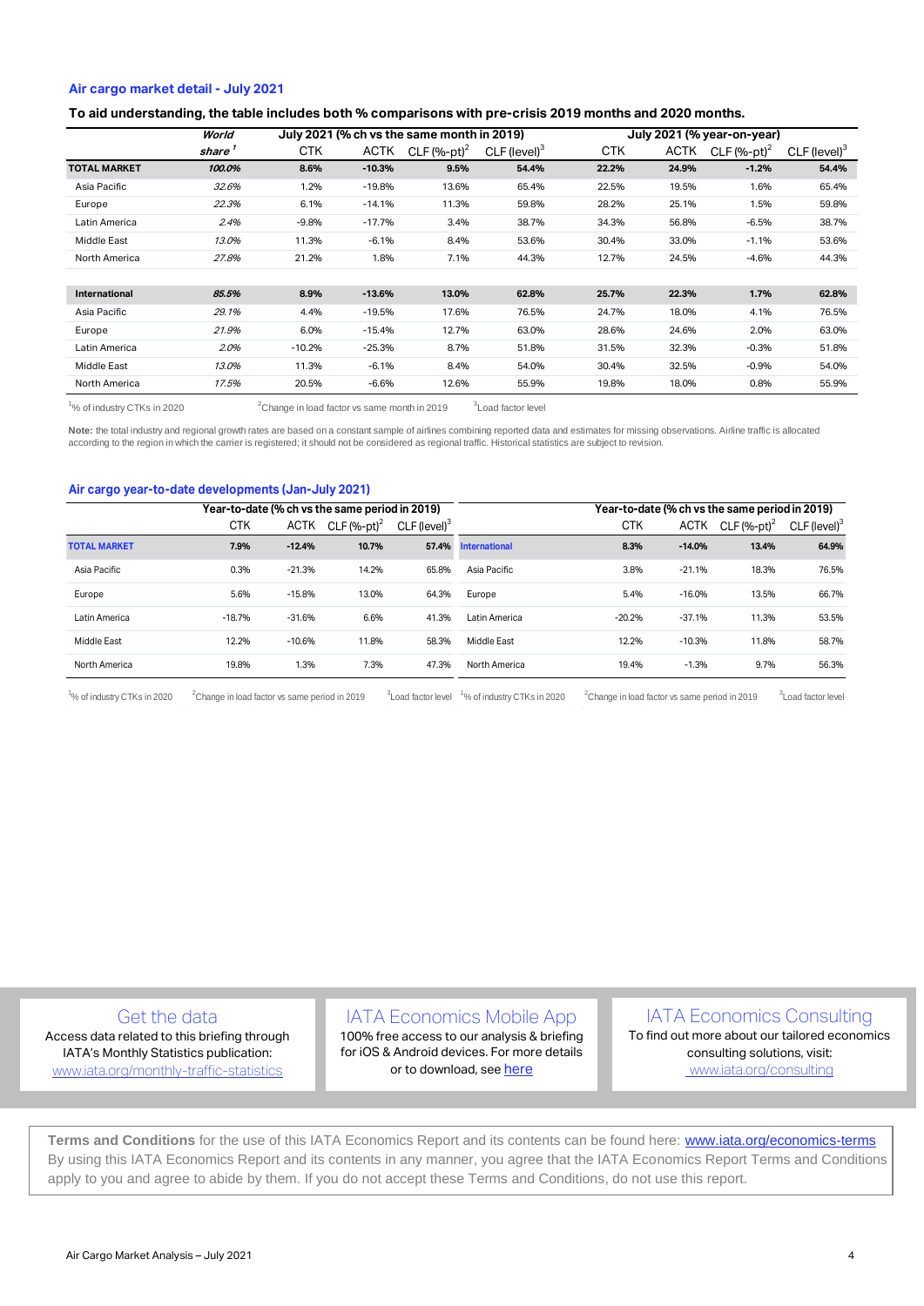### Air cargo market detail - July 2021

**To aid understanding, the table includes both % comparisons with pre-crisis 2019 months and 2020 months.**

| | World share[1] | July 2021 (% ch vs the same month in 2019) | | | | July 2021 (% year-on-year) | | | |
|---|---|---|---|---|---|---|---|---|---|
| | | CTK | ACTK | CLF (%-pt)[2] | CLF (level)[3] | CTK | ACTK | CLF (%-pt)[2] | CLF (level)[3] |
| **TOTAL MARKET** | *100.0%* | **8.6%** | **-10.3%** | **9.5%** | **54.4%** | **22.2%** | **24.9%** | **-1.2%** | **54.4%** |
| Asia Pacific | *32.6%* | 1.2% | -19.8% | 13.6% | 65.4% | 22.5% | 19.5% | 1.6% | 65.4% |
| Europe | *22.3%* | 6.1% | -14.1% | 11.3% | 59.8% | 28.2% | 25.1% | 1.5% | 59.8% |
| Latin America | *2.4%* | -9.8% | -17.7% | 3.4% | 38.7% | 34.3% | 56.8% | -6.5% | 38.7% |
| Middle East | *13.0%* | 11.3% | -6.1% | 8.4% | 53.6% | 30.4% | 33.0% | -1.1% | 53.6% |
| North America | *27.8%* | 21.2% | 1.8% | 7.1% | 44.3% | 12.7% | 24.5% | -4.6% | 44.3% |
| **International** | *85.5%* | **8.9%** | **-13.6%** | **13.0%** | **62.8%** | **25.7%** | **22.3%** | **1.7%** | **62.8%** |
| Asia Pacific | *29.1%* | 4.4% | -19.5% | 17.6% | 76.5% | 24.7% | 18.0% | 4.1% | 76.5% |
| Europe | *21.9%* | 6.0% | -15.4% | 12.7% | 63.0% | 28.6% | 24.6% | 2.0% | 63.0% |
| Latin America | *2.0%* | -10.2% | -25.3% | 8.7% | 51.8% | 31.5% | 32.3% | -0.3% | 51.8% |
| Middle East | *13.0%* | 11.3% | -6.1% | 8.4% | 54.0% | 30.4% | 32.5% | -0.9% | 54.0% |
| North America | *17.5%* | 20.5% | -6.6% | 12.6% | 55.9% | 19.8% | 18.0% | 0.8% | 55.9% |

[1]% of industry CTKs in 2020 [2]Change in load factor vs same month in 2019 [3]Load factor level

**Note:** the total industry and regional growth rates are based on a constant sample of airlines combining reported data and estimates for missing observations. Airline traffic is allocated according to the region in which the carrier is registered; it should not be considered as regional traffic. Historical statistics are subject to revision.

### Air cargo year-to-date developments (Jan-July 2021)

| | Year-to-date (% ch vs the same period in 2019) | | | |
|---|---|---|---|---|
| | CTK | ACTK | CLF (%-pt)[2] | CLF (level)[3] |
| **TOTAL MARKET** | **7.9%** | **-12.4%** | **10.7%** | **57.4%** |
| Asia Pacific | 0.3% | -21.3% | 14.2% | 65.8% |
| Europe | 5.6% | -15.8% | 13.0% | 64.3% |
| Latin America | -18.7% | -31.6% | 6.6% | 41.3% |
| Middle East | 12.2% | -10.6% | 11.8% | 58.3% |
| North America | 19.8% | 1.3% | 7.3% | 47.3% |

[1]% of industry CTKs in 2020 [2]Change in load factor vs same period in 2019 [3]Load factor level

| | Year-to-date (% ch vs the same period in 2019) | | | |
|---|---|---|---|---|
| | CTK | ACTK | CLF (%-pt)[2] | CLF (level)[3] |
| **International** | **8.3%** | **-14.0%** | **13.4%** | **64.9%** |
| Asia Pacific | 3.8% | -21.1% | 18.3% | 76.5% |
| Europe | 5.4% | -16.0% | 13.5% | 66.7% |
| Latin America | -20.2% | -37.1% | 11.3% | 53.5% |
| Middle East | 12.2% | -10.3% | 11.8% | 58.7% |
| North America | 19.4% | -1.3% | 9.7% | 56.3% |

[1]% of industry CTKs in 2020 [2]Change in load factor vs same period in 2019 [3]Load factor level

**Get the data**
Access data related to this briefing through IATA's Monthly Statistics publication:
www.iata.org/monthly-traffic-statistics

**IATA Economics Mobile App**
100% free access to our analysis & briefing for iOS & Android devices. For more details or to download, see here

**IATA Economics Consulting**
To find out more about our tailored economics consulting solutions, visit:
www.iata.org/consulting

**Terms and Conditions** for the use of this IATA Economics Report and its contents can be found here: www.iata.org/economics-terms
By using this IATA Economics Report and its contents in any manner, you agree that the IATA Economics Report Terms and Conditions apply to you and agree to abide by them. If you do not accept these Terms and Conditions, do not use this report.